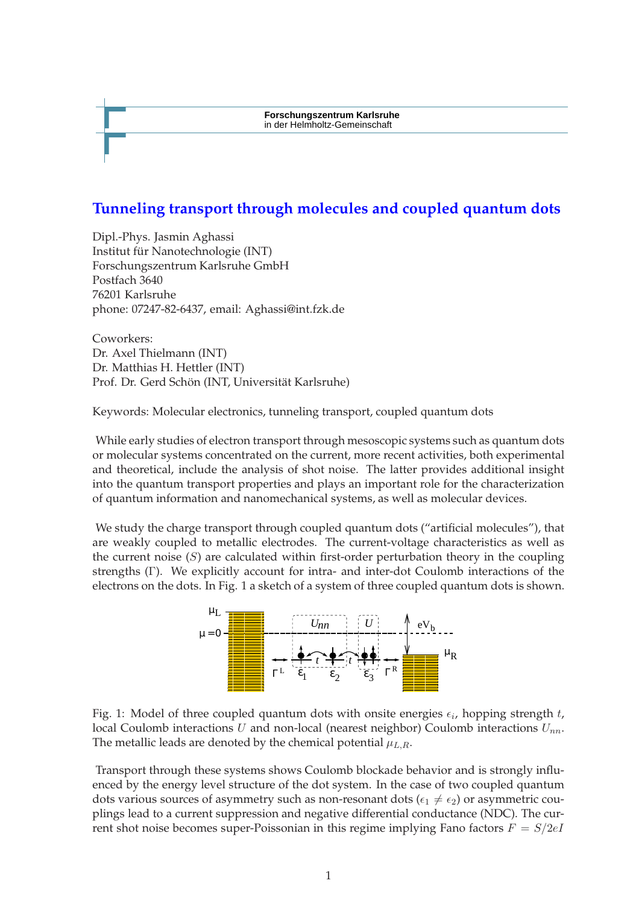Forschungszentrum Karlsruhe
in der Helmholtz-Gemeinschaft

# Tunneling transport through molecules and coupled quantum dots

Dipl.-Phys. Jasmin Aghassi
Institut für Nanotechnologie (INT)
Forschungszentrum Karlsruhe GmbH
Postfach 3640
76201 Karlsruhe
phone: 07247-82-6437, email: Aghassi@int.fzk.de

Coworkers:
Dr. Axel Thielmann (INT)
Dr. Matthias H. Hettler (INT)
Prof. Dr. Gerd Schön (INT, Universität Karlsruhe)

Keywords: Molecular electronics, tunneling transport, coupled quantum dots

While early studies of electron transport through mesoscopic systems such as quantum dots or molecular systems concentrated on the current, more recent activities, both experimental and theoretical, include the analysis of shot noise. The latter provides additional insight into the quantum transport properties and plays an important role for the characterization of quantum information and nanomechanical systems, as well as molecular devices.

We study the charge transport through coupled quantum dots ("artificial molecules"), that are weakly coupled to metallic electrodes. The current-voltage characteristics as well as the current noise ($S$) are calculated within first-order perturbation theory in the coupling strengths ($\Gamma$). We explicitly account for intra- and inter-dot Coulomb interactions of the electrons on the dots. In Fig. 1 a sketch of a system of three coupled quantum dots is shown.

Fig. 1: Model of three coupled quantum dots with onsite energies $\epsilon_i$, hopping strength $t$, local Coulomb interactions $U$ and non-local (nearest neighbor) Coulomb interactions $U_{nn}$. The metallic leads are denoted by the chemical potential $\mu_{L,R}$.

Transport through these systems shows Coulomb blockade behavior and is strongly influenced by the energy level structure of the dot system. In the case of two coupled quantum dots various sources of asymmetry such as non-resonant dots ($\epsilon_1 \neq \epsilon_2$) or asymmetric couplings lead to a current suppression and negative differential conductance (NDC). The current shot noise becomes super-Poissonian in this regime implying Fano factors $F = S/2eI$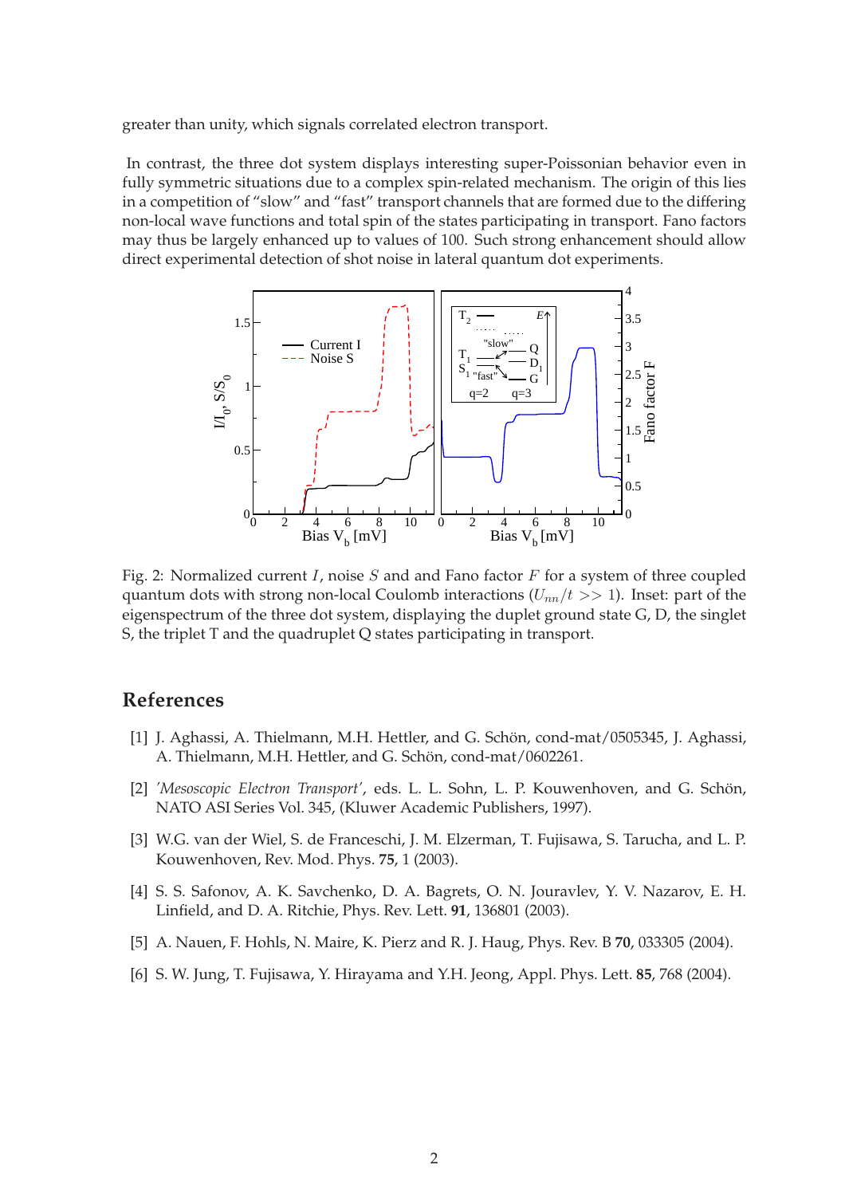greater than unity, which signals correlated electron transport.

In contrast, the three dot system displays interesting super-Poissonian behavior even in fully symmetric situations due to a complex spin-related mechanism. The origin of this lies in a competition of "slow" and "fast" transport channels that are formed due to the differing non-local wave functions and total spin of the states participating in transport. Fano factors may thus be largely enhanced up to values of 100. Such strong enhancement should allow direct experimental detection of shot noise in lateral quantum dot experiments.

Current I
Noise S
$I/I_0$, $S/S_0$
Bias $V_b$ [mV]

$T_2$
$E$
"slow"
$T_1$
$S_1$
"fast"
Q
$D_1$
G
q=2
q=3
Fano factor F
Bias $V_b$ [mV]

Fig. 2: Normalized current $I$, noise $S$ and and Fano factor $F$ for a system of three coupled quantum dots with strong non-local Coulomb interactions ($U_{nn}/t >> 1$). Inset: part of the eigenspectrum of the three dot system, displaying the duplet ground state G, D, the singlet S, the triplet T and the quadruplet Q states participating in transport.

## References

[1] J. Aghassi, A. Thielmann, M.H. Hettler, and G. Schön, cond-mat/0505345, J. Aghassi, A. Thielmann, M.H. Hettler, and G. Schön, cond-mat/0602261.

[2] *'Mesoscopic Electron Transport'*, eds. L. L. Sohn, L. P. Kouwenhoven, and G. Schön, NATO ASI Series Vol. 345, (Kluwer Academic Publishers, 1997).

[3] W.G. van der Wiel, S. de Franceschi, J. M. Elzerman, T. Fujisawa, S. Tarucha, and L. P. Kouwenhoven, Rev. Mod. Phys. **75**, 1 (2003).

[4] S. S. Safonov, A. K. Savchenko, D. A. Bagrets, O. N. Jouravlev, Y. V. Nazarov, E. H. Linfield, and D. A. Ritchie, Phys. Rev. Lett. **91**, 136801 (2003).

[5] A. Nauen, F. Hohls, N. Maire, K. Pierz and R. J. Haug, Phys. Rev. B **70**, 033305 (2004).

[6] S. W. Jung, T. Fujisawa, Y. Hirayama and Y.H. Jeong, Appl. Phys. Lett. **85**, 768 (2004).